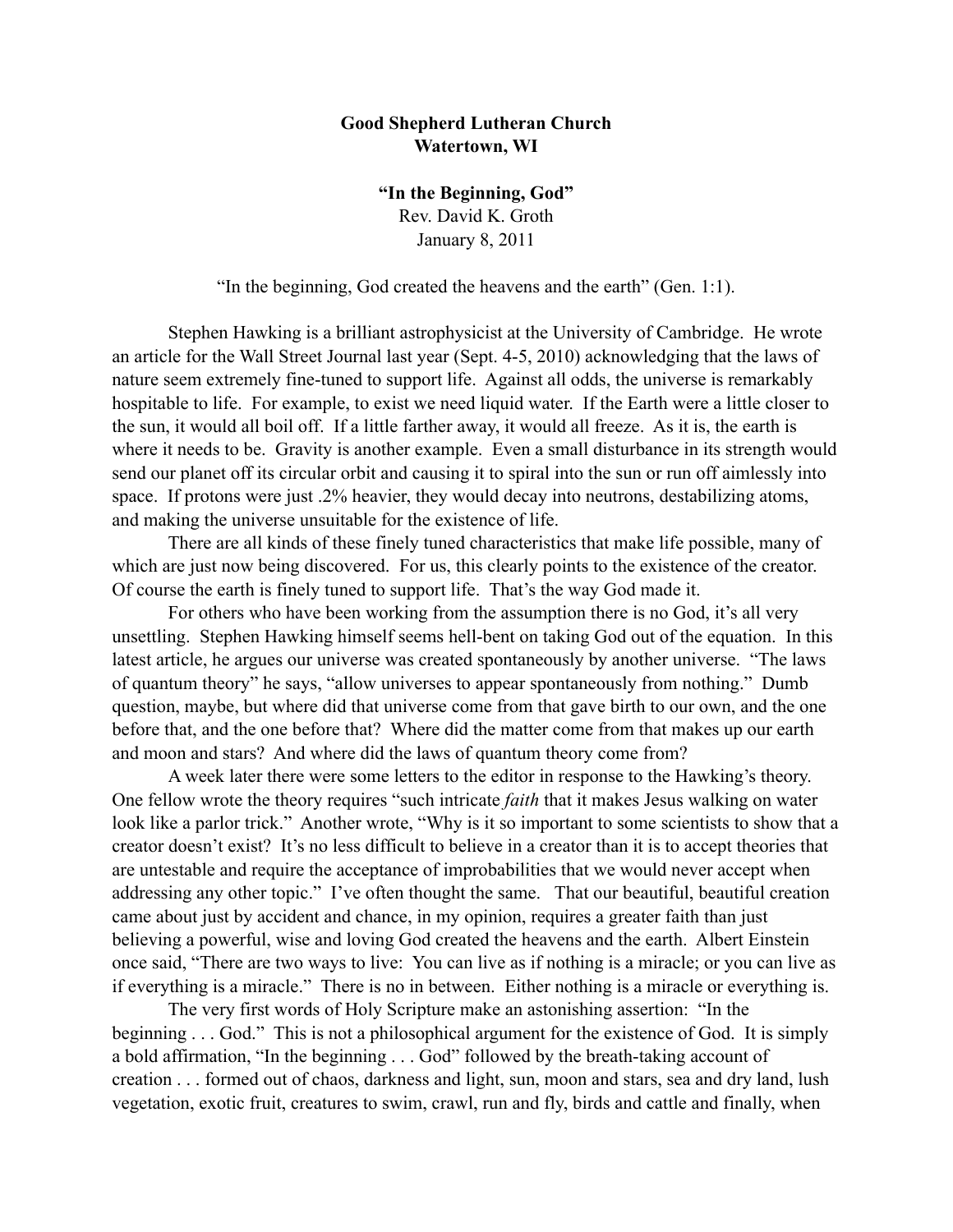**Good Shepherd Lutheran Church**
**Watertown, WI**

**"In the Beginning, God"**
Rev. David K. Groth
January 8, 2011

"In the beginning, God created the heavens and the earth" (Gen. 1:1).

Stephen Hawking is a brilliant astrophysicist at the University of Cambridge. He wrote an article for the Wall Street Journal last year (Sept. 4-5, 2010) acknowledging that the laws of nature seem extremely fine-tuned to support life. Against all odds, the universe is remarkably hospitable to life. For example, to exist we need liquid water. If the Earth were a little closer to the sun, it would all boil off. If a little farther away, it would all freeze. As it is, the earth is where it needs to be. Gravity is another example. Even a small disturbance in its strength would send our planet off its circular orbit and causing it to spiral into the sun or run off aimlessly into space. If protons were just .2% heavier, they would decay into neutrons, destabilizing atoms, and making the universe unsuitable for the existence of life.

There are all kinds of these finely tuned characteristics that make life possible, many of which are just now being discovered. For us, this clearly points to the existence of the creator. Of course the earth is finely tuned to support life. That's the way God made it.

For others who have been working from the assumption there is no God, it's all very unsettling. Stephen Hawking himself seems hell-bent on taking God out of the equation. In this latest article, he argues our universe was created spontaneously by another universe. "The laws of quantum theory" he says, "allow universes to appear spontaneously from nothing." Dumb question, maybe, but where did that universe come from that gave birth to our own, and the one before that, and the one before that? Where did the matter come from that makes up our earth and moon and stars? And where did the laws of quantum theory come from?

A week later there were some letters to the editor in response to the Hawking's theory. One fellow wrote the theory requires "such intricate *faith* that it makes Jesus walking on water look like a parlor trick." Another wrote, "Why is it so important to some scientists to show that a creator doesn't exist? It's no less difficult to believe in a creator than it is to accept theories that are untestable and require the acceptance of improbabilities that we would never accept when addressing any other topic." I've often thought the same. That our beautiful, beautiful creation came about just by accident and chance, in my opinion, requires a greater faith than just believing a powerful, wise and loving God created the heavens and the earth. Albert Einstein once said, "There are two ways to live: You can live as if nothing is a miracle; or you can live as if everything is a miracle." There is no in between. Either nothing is a miracle or everything is.

The very first words of Holy Scripture make an astonishing assertion: "In the beginning . . . God." This is not a philosophical argument for the existence of God. It is simply a bold affirmation, "In the beginning . . . God" followed by the breath-taking account of creation . . . formed out of chaos, darkness and light, sun, moon and stars, sea and dry land, lush vegetation, exotic fruit, creatures to swim, crawl, run and fly, birds and cattle and finally, when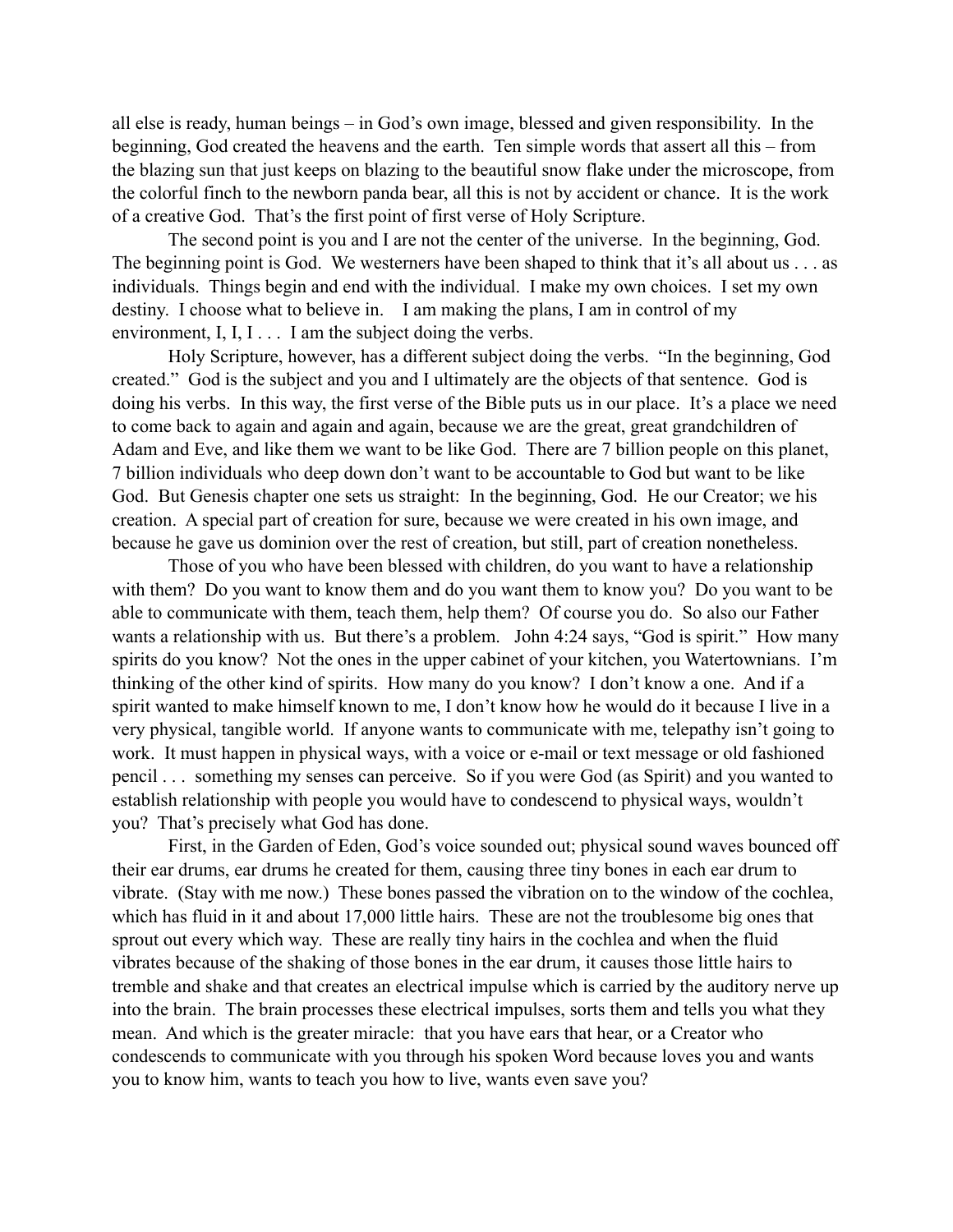all else is ready, human beings – in God's own image, blessed and given responsibility. In the beginning, God created the heavens and the earth. Ten simple words that assert all this – from the blazing sun that just keeps on blazing to the beautiful snow flake under the microscope, from the colorful finch to the newborn panda bear, all this is not by accident or chance. It is the work of a creative God. That's the first point of first verse of Holy Scripture.

The second point is you and I are not the center of the universe. In the beginning, God. The beginning point is God. We westerners have been shaped to think that it's all about us . . . as individuals. Things begin and end with the individual. I make my own choices. I set my own destiny. I choose what to believe in. I am making the plans, I am in control of my environment, I, I, I . . . I am the subject doing the verbs.

Holy Scripture, however, has a different subject doing the verbs. "In the beginning, God created." God is the subject and you and I ultimately are the objects of that sentence. God is doing his verbs. In this way, the first verse of the Bible puts us in our place. It's a place we need to come back to again and again and again, because we are the great, great grandchildren of Adam and Eve, and like them we want to be like God. There are 7 billion people on this planet, 7 billion individuals who deep down don't want to be accountable to God but want to be like God. But Genesis chapter one sets us straight: In the beginning, God. He our Creator; we his creation. A special part of creation for sure, because we were created in his own image, and because he gave us dominion over the rest of creation, but still, part of creation nonetheless.

Those of you who have been blessed with children, do you want to have a relationship with them? Do you want to know them and do you want them to know you? Do you want to be able to communicate with them, teach them, help them? Of course you do. So also our Father wants a relationship with us. But there's a problem. John 4:24 says, "God is spirit." How many spirits do you know? Not the ones in the upper cabinet of your kitchen, you Watertownians. I'm thinking of the other kind of spirits. How many do you know? I don't know a one. And if a spirit wanted to make himself known to me, I don't know how he would do it because I live in a very physical, tangible world. If anyone wants to communicate with me, telepathy isn't going to work. It must happen in physical ways, with a voice or e-mail or text message or old fashioned pencil . . . something my senses can perceive. So if you were God (as Spirit) and you wanted to establish relationship with people you would have to condescend to physical ways, wouldn't you? That's precisely what God has done.

First, in the Garden of Eden, God's voice sounded out; physical sound waves bounced off their ear drums, ear drums he created for them, causing three tiny bones in each ear drum to vibrate. (Stay with me now.) These bones passed the vibration on to the window of the cochlea, which has fluid in it and about 17,000 little hairs. These are not the troublesome big ones that sprout out every which way. These are really tiny hairs in the cochlea and when the fluid vibrates because of the shaking of those bones in the ear drum, it causes those little hairs to tremble and shake and that creates an electrical impulse which is carried by the auditory nerve up into the brain. The brain processes these electrical impulses, sorts them and tells you what they mean. And which is the greater miracle: that you have ears that hear, or a Creator who condescends to communicate with you through his spoken Word because loves you and wants you to know him, wants to teach you how to live, wants even save you?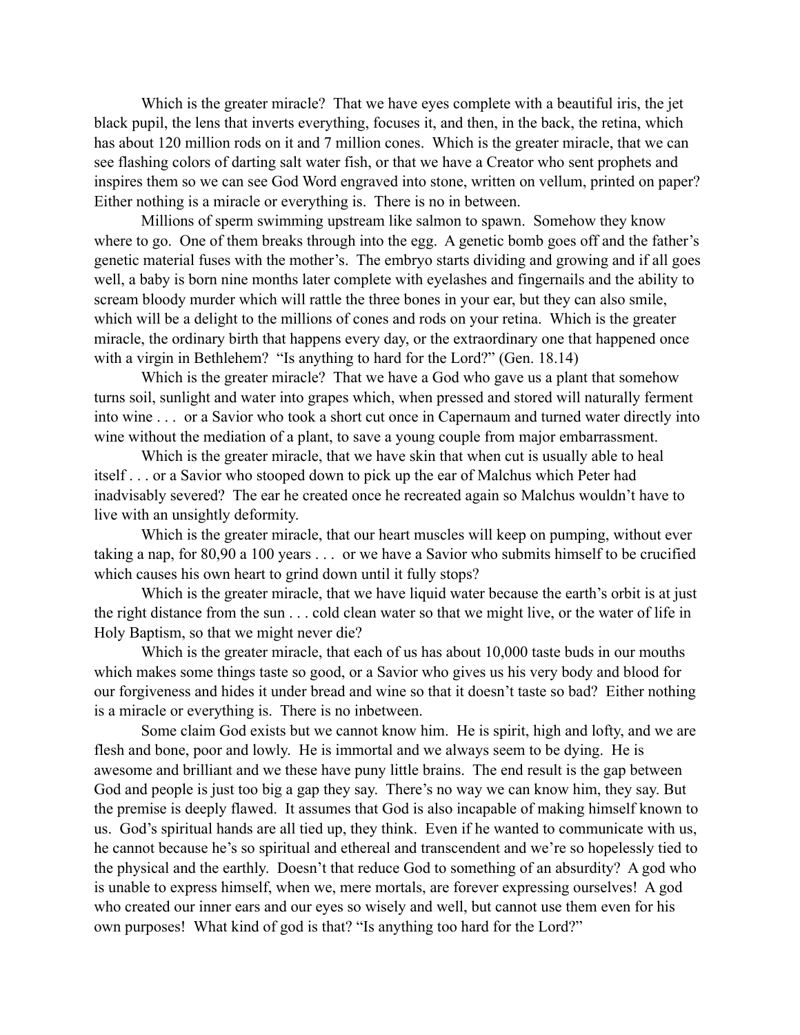Which is the greater miracle? That we have eyes complete with a beautiful iris, the jet black pupil, the lens that inverts everything, focuses it, and then, in the back, the retina, which has about 120 million rods on it and 7 million cones. Which is the greater miracle, that we can see flashing colors of darting salt water fish, or that we have a Creator who sent prophets and inspires them so we can see God Word engraved into stone, written on vellum, printed on paper? Either nothing is a miracle or everything is. There is no in between.

Millions of sperm swimming upstream like salmon to spawn. Somehow they know where to go. One of them breaks through into the egg. A genetic bomb goes off and the father's genetic material fuses with the mother's. The embryo starts dividing and growing and if all goes well, a baby is born nine months later complete with eyelashes and fingernails and the ability to scream bloody murder which will rattle the three bones in your ear, but they can also smile, which will be a delight to the millions of cones and rods on your retina. Which is the greater miracle, the ordinary birth that happens every day, or the extraordinary one that happened once with a virgin in Bethlehem? "Is anything to hard for the Lord?" (Gen. 18.14)

Which is the greater miracle? That we have a God who gave us a plant that somehow turns soil, sunlight and water into grapes which, when pressed and stored will naturally ferment into wine . . . or a Savior who took a short cut once in Capernaum and turned water directly into wine without the mediation of a plant, to save a young couple from major embarrassment.

Which is the greater miracle, that we have skin that when cut is usually able to heal itself . . . or a Savior who stooped down to pick up the ear of Malchus which Peter had inadvisably severed? The ear he created once he recreated again so Malchus wouldn't have to live with an unsightly deformity.

Which is the greater miracle, that our heart muscles will keep on pumping, without ever taking a nap, for 80,90 a 100 years . . . or we have a Savior who submits himself to be crucified which causes his own heart to grind down until it fully stops?

Which is the greater miracle, that we have liquid water because the earth's orbit is at just the right distance from the sun . . . cold clean water so that we might live, or the water of life in Holy Baptism, so that we might never die?

Which is the greater miracle, that each of us has about 10,000 taste buds in our mouths which makes some things taste so good, or a Savior who gives us his very body and blood for our forgiveness and hides it under bread and wine so that it doesn't taste so bad? Either nothing is a miracle or everything is. There is no inbetween.

Some claim God exists but we cannot know him. He is spirit, high and lofty, and we are flesh and bone, poor and lowly. He is immortal and we always seem to be dying. He is awesome and brilliant and we these have puny little brains. The end result is the gap between God and people is just too big a gap they say. There's no way we can know him, they say. But the premise is deeply flawed. It assumes that God is also incapable of making himself known to us. God's spiritual hands are all tied up, they think. Even if he wanted to communicate with us, he cannot because he's so spiritual and ethereal and transcendent and we're so hopelessly tied to the physical and the earthly. Doesn't that reduce God to something of an absurdity? A god who is unable to express himself, when we, mere mortals, are forever expressing ourselves! A god who created our inner ears and our eyes so wisely and well, but cannot use them even for his own purposes! What kind of god is that? "Is anything too hard for the Lord?"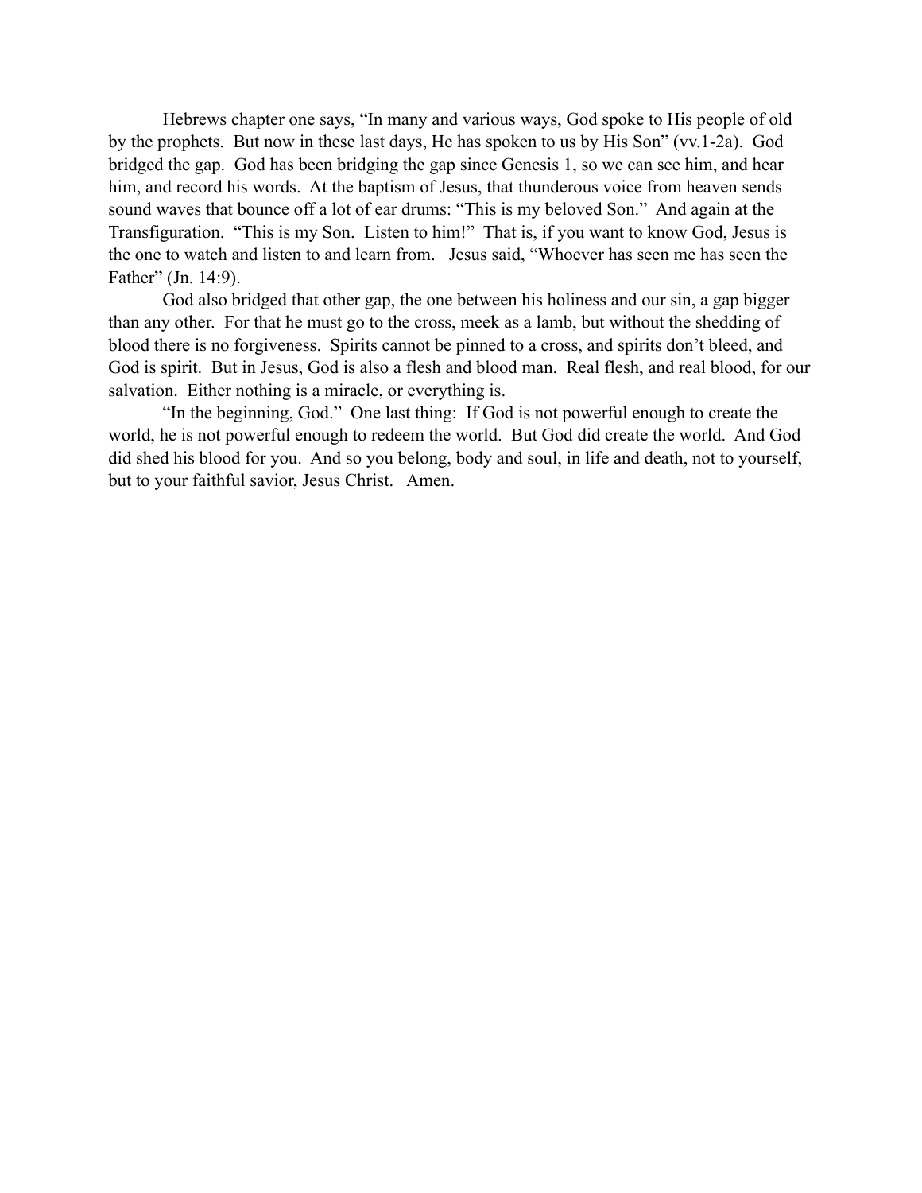Hebrews chapter one says, "In many and various ways, God spoke to His people of old by the prophets. But now in these last days, He has spoken to us by His Son" (vv.1-2a). God bridged the gap. God has been bridging the gap since Genesis 1, so we can see him, and hear him, and record his words. At the baptism of Jesus, that thunderous voice from heaven sends sound waves that bounce off a lot of ear drums: "This is my beloved Son." And again at the Transfiguration. "This is my Son. Listen to him!" That is, if you want to know God, Jesus is the one to watch and listen to and learn from. Jesus said, "Whoever has seen me has seen the Father" (Jn. 14:9).

God also bridged that other gap, the one between his holiness and our sin, a gap bigger than any other. For that he must go to the cross, meek as a lamb, but without the shedding of blood there is no forgiveness. Spirits cannot be pinned to a cross, and spirits don't bleed, and God is spirit. But in Jesus, God is also a flesh and blood man. Real flesh, and real blood, for our salvation. Either nothing is a miracle, or everything is.

"In the beginning, God." One last thing: If God is not powerful enough to create the world, he is not powerful enough to redeem the world. But God did create the world. And God did shed his blood for you. And so you belong, body and soul, in life and death, not to yourself, but to your faithful savior, Jesus Christ. Amen.